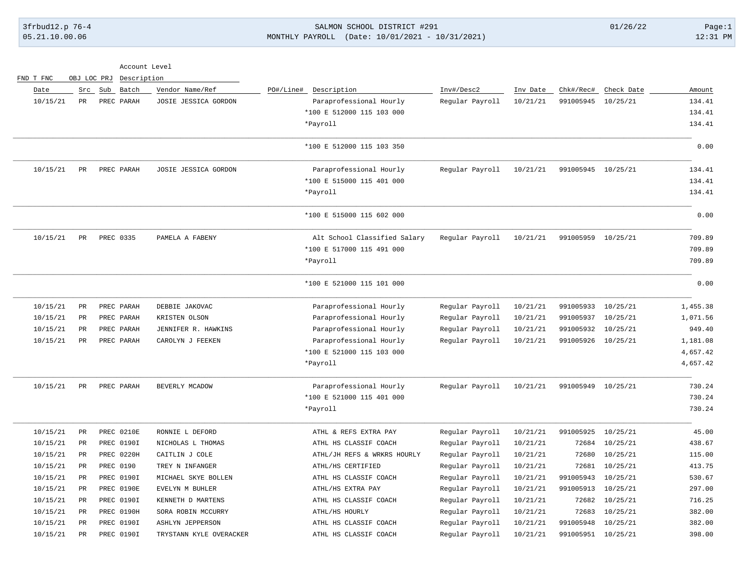# SALMON SCHOOL DISTRICT #291

MONTHLY PAYROLL (Date: 10/01/2021 - 10/31/2021)

3frbud12.p 76-4 · 05.21.10.00.06 · 01/26/22 · 12:31 PM

Account Level: FND T FNC OBJ LOC PRJ Description

| Date | Src | Sub | Batch | Vendor Name/Ref | PO#/Line# | Description | Inv#/Desc2 | Inv Date | Chk#/Rec# | Check Date | Amount |
|---|---|---|---|---|---|---|---|---|---|---|---|
| 10/15/21 | PR | PREC | PARAH | JOSIE JESSICA GORDON | | Paraprofessional Hourly | Regular Payroll | 10/21/21 | 991005945 | 10/25/21 | 134.41 |
| | | | | | | *100 E 512000 115 103 000 | | | | | 134.41 |
| | | | | | | *Payroll | | | | | 134.41 |
| | | | | | | *100 E 512000 115 103 350 | | | | | 0.00 |
| 10/15/21 | PR | PREC | PARAH | JOSIE JESSICA GORDON | | Paraprofessional Hourly | Regular Payroll | 10/21/21 | 991005945 | 10/25/21 | 134.41 |
| | | | | | | *100 E 515000 115 401 000 | | | | | 134.41 |
| | | | | | | *Payroll | | | | | 134.41 |
| | | | | | | *100 E 515000 115 602 000 | | | | | 0.00 |
| 10/15/21 | PR | PREC | 0335 | PAMELA A FABENY | | Alt School Classified Salary | Regular Payroll | 10/21/21 | 991005959 | 10/25/21 | 709.89 |
| | | | | | | *100 E 517000 115 491 000 | | | | | 709.89 |
| | | | | | | *Payroll | | | | | 709.89 |
| | | | | | | *100 E 521000 115 101 000 | | | | | 0.00 |
| 10/15/21 | PR | PREC | PARAH | DEBBIE JAKOVAC | | Paraprofessional Hourly | Regular Payroll | 10/21/21 | 991005933 | 10/25/21 | 1,455.38 |
| 10/15/21 | PR | PREC | PARAH | KRISTEN OLSON | | Paraprofessional Hourly | Regular Payroll | 10/21/21 | 991005937 | 10/25/21 | 1,071.56 |
| 10/15/21 | PR | PREC | PARAH | JENNIFER R. HAWKINS | | Paraprofessional Hourly | Regular Payroll | 10/21/21 | 991005932 | 10/25/21 | 949.40 |
| 10/15/21 | PR | PREC | PARAH | CAROLYN J FEEKEN | | Paraprofessional Hourly | Regular Payroll | 10/21/21 | 991005926 | 10/25/21 | 1,181.08 |
| | | | | | | *100 E 521000 115 103 000 | | | | | 4,657.42 |
| | | | | | | *Payroll | | | | | 4,657.42 |
| 10/15/21 | PR | PREC | PARAH | BEVERLY MCADOW | | Paraprofessional Hourly | Regular Payroll | 10/21/21 | 991005949 | 10/25/21 | 730.24 |
| | | | | | | *100 E 521000 115 401 000 | | | | | 730.24 |
| | | | | | | *Payroll | | | | | 730.24 |
| 10/15/21 | PR | PREC | 0210E | RONNIE L DEFORD | | ATHL & REFS EXTRA PAY | Regular Payroll | 10/21/21 | 991005925 | 10/25/21 | 45.00 |
| 10/15/21 | PR | PREC | 0190I | NICHOLAS L THOMAS | | ATHL HS CLASSIF COACH | Regular Payroll | 10/21/21 | 72684 | 10/25/21 | 438.67 |
| 10/15/21 | PR | PREC | 0220H | CAITLIN J COLE | | ATHL/JH REFS & WRKRS HOURLY | Regular Payroll | 10/21/21 | 72680 | 10/25/21 | 115.00 |
| 10/15/21 | PR | PREC | 0190 | TREY N INFANGER | | ATHL/HS CERTIFIED | Regular Payroll | 10/21/21 | 72681 | 10/25/21 | 413.75 |
| 10/15/21 | PR | PREC | 0190I | MICHAEL SKYE BOLLEN | | ATHL HS CLASSIF COACH | Regular Payroll | 10/21/21 | 991005943 | 10/25/21 | 530.67 |
| 10/15/21 | PR | PREC | 0190E | EVELYN M BUHLER | | ATHL/HS EXTRA PAY | Regular Payroll | 10/21/21 | 991005913 | 10/25/21 | 297.00 |
| 10/15/21 | PR | PREC | 0190I | KENNETH D MARTENS | | ATHL HS CLASSIF COACH | Regular Payroll | 10/21/21 | 72682 | 10/25/21 | 716.25 |
| 10/15/21 | PR | PREC | 0190H | SORA ROBIN MCCURRY | | ATHL/HS HOURLY | Regular Payroll | 10/21/21 | 72683 | 10/25/21 | 382.00 |
| 10/15/21 | PR | PREC | 0190I | ASHLYN JEPPERSON | | ATHL HS CLASSIF COACH | Regular Payroll | 10/21/21 | 991005948 | 10/25/21 | 382.00 |
| 10/15/21 | PR | PREC | 0190I | TRYSTANN KYLE OVERACKER | | ATHL HS CLASSIF COACH | Regular Payroll | 10/21/21 | 991005951 | 10/25/21 | 398.00 |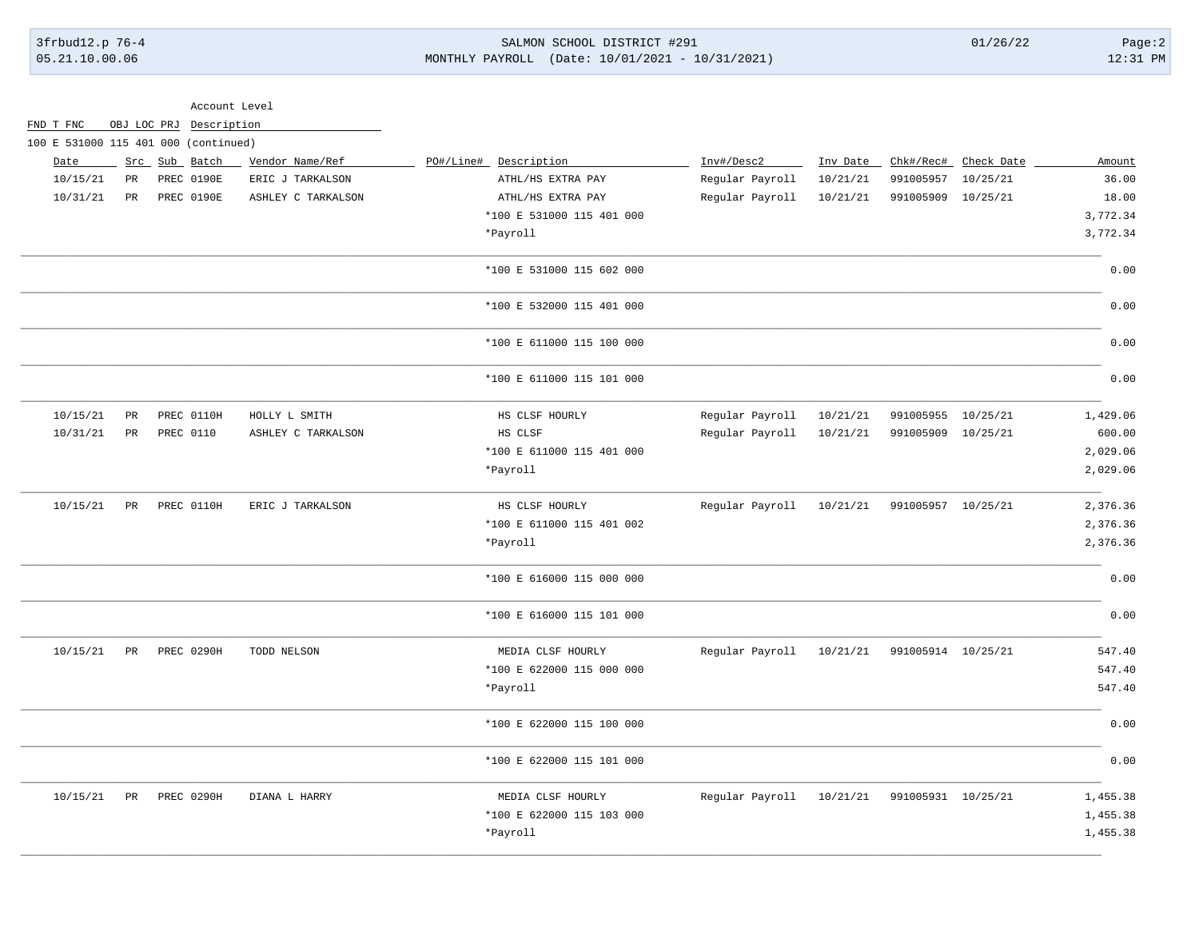| | | | | Account Level | | | | | | |
|---|---|---|---|---|---|---|---|---|---|---|
| FND T FNC | | OBJ LOC PRJ | | Description | | | | | | |

100 E 531000 115 401 000 (continued)

| Date | Src | Sub | Batch | Vendor Name/Ref | PO#/Line# | Description | Inv#/Desc2 | Inv Date | Chk#/Rec# | Check Date | Amount |
|---|---|---|---|---|---|---|---|---|---|---|---|
| 10/15/21 | PR | PREC | 0190E | ERIC J TARKALSON | | ATHL/HS EXTRA PAY | Regular Payroll | 10/21/21 | 991005957 | 10/25/21 | 36.00 |
| 10/31/21 | PR | PREC | 0190E | ASHLEY C TARKALSON | | ATHL/HS EXTRA PAY | Regular Payroll | 10/21/21 | 991005909 | 10/25/21 | 18.00 |
| | | | | | | *100 E 531000 115 401 000 | | | | | 3,772.34 |
| | | | | | | *Payroll | | | | | 3,772.34 |
| | | | | | | *100 E 531000 115 602 000 | | | | | 0.00 |
| | | | | | | *100 E 532000 115 401 000 | | | | | 0.00 |
| | | | | | | *100 E 611000 115 100 000 | | | | | 0.00 |
| | | | | | | *100 E 611000 115 101 000 | | | | | 0.00 |
| 10/15/21 | PR | PREC | 0110H | HOLLY L SMITH | | HS CLSF HOURLY | Regular Payroll | 10/21/21 | 991005955 | 10/25/21 | 1,429.06 |
| 10/31/21 | PR | PREC | 0110 | ASHLEY C TARKALSON | | HS CLSF | Regular Payroll | 10/21/21 | 991005909 | 10/25/21 | 600.00 |
| | | | | | | *100 E 611000 115 401 000 | | | | | 2,029.06 |
| | | | | | | *Payroll | | | | | 2,029.06 |
| 10/15/21 | PR | PREC | 0110H | ERIC J TARKALSON | | HS CLSF HOURLY | Regular Payroll | 10/21/21 | 991005957 | 10/25/21 | 2,376.36 |
| | | | | | | *100 E 611000 115 401 002 | | | | | 2,376.36 |
| | | | | | | *Payroll | | | | | 2,376.36 |
| | | | | | | *100 E 616000 115 000 000 | | | | | 0.00 |
| | | | | | | *100 E 616000 115 101 000 | | | | | 0.00 |
| 10/15/21 | PR | PREC | 0290H | TODD NELSON | | MEDIA CLSF HOURLY | Regular Payroll | 10/21/21 | 991005914 | 10/25/21 | 547.40 |
| | | | | | | *100 E 622000 115 000 000 | | | | | 547.40 |
| | | | | | | *Payroll | | | | | 547.40 |
| | | | | | | *100 E 622000 115 100 000 | | | | | 0.00 |
| | | | | | | *100 E 622000 115 101 000 | | | | | 0.00 |
| 10/15/21 | PR | PREC | 0290H | DIANA L HARRY | | MEDIA CLSF HOURLY | Regular Payroll | 10/21/21 | 991005931 | 10/25/21 | 1,455.38 |
| | | | | | | *100 E 622000 115 103 000 | | | | | 1,455.38 |
| | | | | | | *Payroll | | | | | 1,455.38 |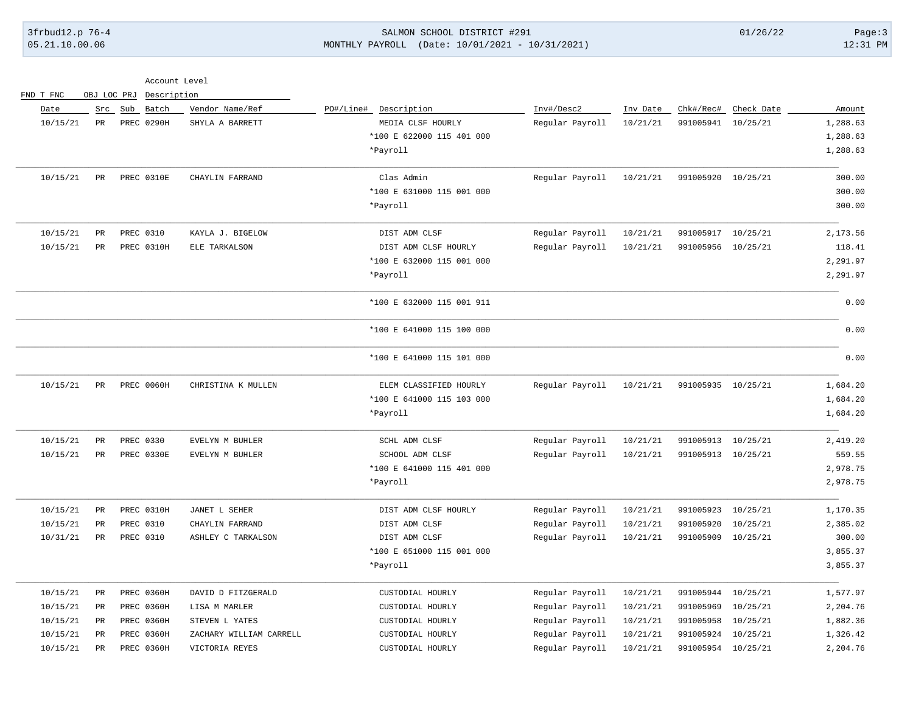| Date | Src | Sub | Batch | Vendor Name/Ref | PO#/Line# | Description | Inv#/Desc2 | Inv Date | Chk#/Rec# | Check Date | Amount |
|---|---|---|---|---|---|---|---|---|---|---|---|
| 10/15/21 | PR | PREC | 0290H | SHYLA A BARRETT | | MEDIA CLSF HOURLY | Regular Payroll | 10/21/21 | 991005941 | 10/25/21 | 1,288.63 |
| | | | | | | *100 E 622000 115 401 000 | | | | | 1,288.63 |
| | | | | | | *Payroll | | | | | 1,288.63 |
| 10/15/21 | PR | PREC | 0310E | CHAYLIN FARRAND | | Clas Admin | Regular Payroll | 10/21/21 | 991005920 | 10/25/21 | 300.00 |
| | | | | | | *100 E 631000 115 001 000 | | | | | 300.00 |
| | | | | | | *Payroll | | | | | 300.00 |
| 10/15/21 | PR | PREC | 0310 | KAYLA J. BIGELOW | | DIST ADM CLSF | Regular Payroll | 10/21/21 | 991005917 | 10/25/21 | 2,173.56 |
| 10/15/21 | PR | PREC | 0310H | ELE TARKALSON | | DIST ADM CLSF HOURLY | Regular Payroll | 10/21/21 | 991005956 | 10/25/21 | 118.41 |
| | | | | | | *100 E 632000 115 001 000 | | | | | 2,291.97 |
| | | | | | | *Payroll | | | | | 2,291.97 |
| | | | | | | *100 E 632000 115 001 911 | | | | | 0.00 |
| | | | | | | *100 E 641000 115 100 000 | | | | | 0.00 |
| | | | | | | *100 E 641000 115 101 000 | | | | | 0.00 |
| 10/15/21 | PR | PREC | 0060H | CHRISTINA K MULLEN | | ELEM CLASSIFIED HOURLY | Regular Payroll | 10/21/21 | 991005935 | 10/25/21 | 1,684.20 |
| | | | | | | *100 E 641000 115 103 000 | | | | | 1,684.20 |
| | | | | | | *Payroll | | | | | 1,684.20 |
| 10/15/21 | PR | PREC | 0330 | EVELYN M BUHLER | | SCHL ADM CLSF | Regular Payroll | 10/21/21 | 991005913 | 10/25/21 | 2,419.20 |
| 10/15/21 | PR | PREC | 0330E | EVELYN M BUHLER | | SCHOOL ADM CLSF | Regular Payroll | 10/21/21 | 991005913 | 10/25/21 | 559.55 |
| | | | | | | *100 E 641000 115 401 000 | | | | | 2,978.75 |
| | | | | | | *Payroll | | | | | 2,978.75 |
| 10/15/21 | PR | PREC | 0310H | JANET L SEHER | | DIST ADM CLSF HOURLY | Regular Payroll | 10/21/21 | 991005923 | 10/25/21 | 1,170.35 |
| 10/15/21 | PR | PREC | 0310 | CHAYLIN FARRAND | | DIST ADM CLSF | Regular Payroll | 10/21/21 | 991005920 | 10/25/21 | 2,385.02 |
| 10/31/21 | PR | PREC | 0310 | ASHLEY C TARKALSON | | DIST ADM CLSF | Regular Payroll | 10/21/21 | 991005909 | 10/25/21 | 300.00 |
| | | | | | | *100 E 651000 115 001 000 | | | | | 3,855.37 |
| | | | | | | *Payroll | | | | | 3,855.37 |
| 10/15/21 | PR | PREC | 0360H | DAVID D FITZGERALD | | CUSTODIAL HOURLY | Regular Payroll | 10/21/21 | 991005944 | 10/25/21 | 1,577.97 |
| 10/15/21 | PR | PREC | 0360H | LISA M MARLER | | CUSTODIAL HOURLY | Regular Payroll | 10/21/21 | 991005969 | 10/25/21 | 2,204.76 |
| 10/15/21 | PR | PREC | 0360H | STEVEN L YATES | | CUSTODIAL HOURLY | Regular Payroll | 10/21/21 | 991005958 | 10/25/21 | 1,882.36 |
| 10/15/21 | PR | PREC | 0360H | ZACHARY WILLIAM CARRELL | | CUSTODIAL HOURLY | Regular Payroll | 10/21/21 | 991005924 | 10/25/21 | 1,326.42 |
| 10/15/21 | PR | PREC | 0360H | VICTORIA REYES | | CUSTODIAL HOURLY | Regular Payroll | 10/21/21 | 991005954 | 10/25/21 | 2,204.76 |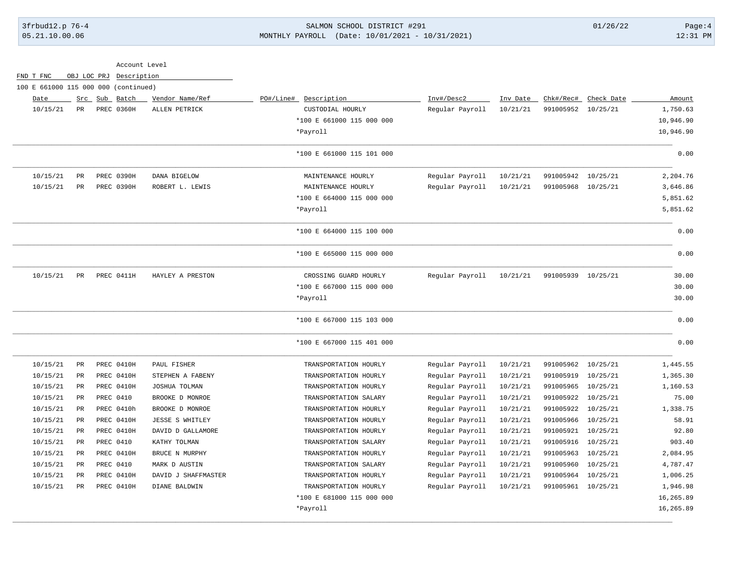| Account Level | |
|---|---|
| FND T FNC OBJ LOC PRJ | Description |

100 E 661000 115 000 000 (continued)

| Date | Src | Sub | Batch | Vendor Name/Ref | PO#/Line# | Description | Inv#/Desc2 | Inv Date | Chk#/Rec# | Check Date | Amount |
|---|---|---|---|---|---|---|---|---|---|---|---|
| 10/15/21 | PR | PREC | 0360H | ALLEN PETRICK | | CUSTODIAL HOURLY | Regular Payroll | 10/21/21 | 991005952 | 10/25/21 | 1,750.63 |
| | | | | | | *100 E 661000 115 000 000 | | | | | 10,946.90 |
| | | | | | | *Payroll | | | | | 10,946.90 |
| | | | | | | *100 E 661000 115 101 000 | | | | | 0.00 |
| 10/15/21 | PR | PREC | 0390H | DANA BIGELOW | | MAINTENANCE HOURLY | Regular Payroll | 10/21/21 | 991005942 | 10/25/21 | 2,204.76 |
| 10/15/21 | PR | PREC | 0390H | ROBERT L. LEWIS | | MAINTENANCE HOURLY | Regular Payroll | 10/21/21 | 991005968 | 10/25/21 | 3,646.86 |
| | | | | | | *100 E 664000 115 000 000 | | | | | 5,851.62 |
| | | | | | | *Payroll | | | | | 5,851.62 |
| | | | | | | *100 E 664000 115 100 000 | | | | | 0.00 |
| | | | | | | *100 E 665000 115 000 000 | | | | | 0.00 |
| 10/15/21 | PR | PREC | 0411H | HAYLEY A PRESTON | | CROSSING GUARD HOURLY | Regular Payroll | 10/21/21 | 991005939 | 10/25/21 | 30.00 |
| | | | | | | *100 E 667000 115 000 000 | | | | | 30.00 |
| | | | | | | *Payroll | | | | | 30.00 |
| | | | | | | *100 E 667000 115 103 000 | | | | | 0.00 |
| | | | | | | *100 E 667000 115 401 000 | | | | | 0.00 |
| 10/15/21 | PR | PREC | 0410H | PAUL FISHER | | TRANSPORTATION HOURLY | Regular Payroll | 10/21/21 | 991005962 | 10/25/21 | 1,445.55 |
| 10/15/21 | PR | PREC | 0410H | STEPHEN A FABENY | | TRANSPORTATION HOURLY | Regular Payroll | 10/21/21 | 991005919 | 10/25/21 | 1,365.30 |
| 10/15/21 | PR | PREC | 0410H | JOSHUA TOLMAN | | TRANSPORTATION HOURLY | Regular Payroll | 10/21/21 | 991005965 | 10/25/21 | 1,160.53 |
| 10/15/21 | PR | PREC | 0410 | BROOKE D MONROE | | TRANSPORTATION SALARY | Regular Payroll | 10/21/21 | 991005922 | 10/25/21 | 75.00 |
| 10/15/21 | PR | PREC | 0410h | BROOKE D MONROE | | TRANSPORTATION HOURLY | Regular Payroll | 10/21/21 | 991005922 | 10/25/21 | 1,338.75 |
| 10/15/21 | PR | PREC | 0410H | JESSE S WHITLEY | | TRANSPORTATION HOURLY | Regular Payroll | 10/21/21 | 991005966 | 10/25/21 | 58.91 |
| 10/15/21 | PR | PREC | 0410H | DAVID D GALLAMORE | | TRANSPORTATION HOURLY | Regular Payroll | 10/21/21 | 991005921 | 10/25/21 | 92.80 |
| 10/15/21 | PR | PREC | 0410 | KATHY TOLMAN | | TRANSPORTATION SALARY | Regular Payroll | 10/21/21 | 991005916 | 10/25/21 | 903.40 |
| 10/15/21 | PR | PREC | 0410H | BRUCE N MURPHY | | TRANSPORTATION HOURLY | Regular Payroll | 10/21/21 | 991005963 | 10/25/21 | 2,084.95 |
| 10/15/21 | PR | PREC | 0410 | MARK D AUSTIN | | TRANSPORTATION SALARY | Regular Payroll | 10/21/21 | 991005960 | 10/25/21 | 4,787.47 |
| 10/15/21 | PR | PREC | 0410H | DAVID J SHAFFMASTER | | TRANSPORTATION HOURLY | Regular Payroll | 10/21/21 | 991005964 | 10/25/21 | 1,006.25 |
| 10/15/21 | PR | PREC | 0410H | DIANE BALDWIN | | TRANSPORTATION HOURLY | Regular Payroll | 10/21/21 | 991005961 | 10/25/21 | 1,946.98 |
| | | | | | | *100 E 681000 115 000 000 | | | | | 16,265.89 |
| | | | | | | *Payroll | | | | | 16,265.89 |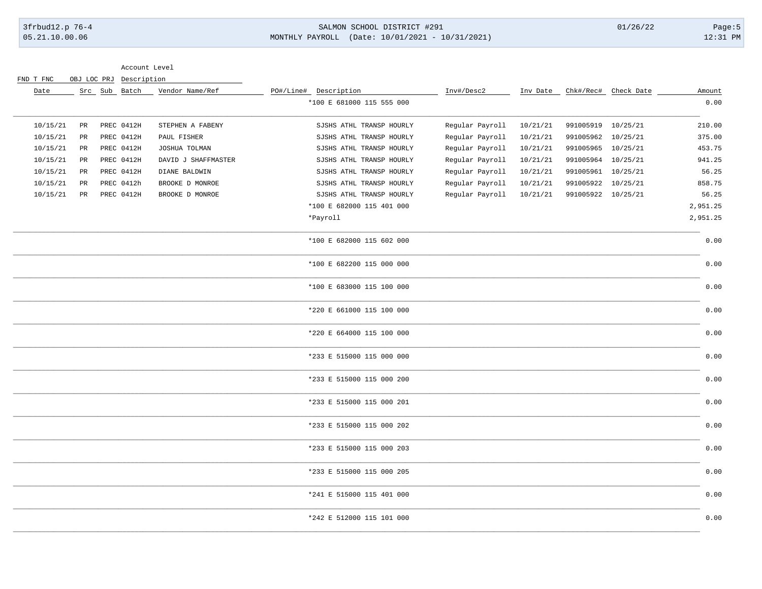| Date | Src | Sub | Batch | Vendor Name/Ref | PO#/Line# | Description | Inv#/Desc2 | Inv Date | Chk#/Rec# | Check Date | Amount |
|---|---|---|---|---|---|---|---|---|---|---|---|
| | | | | | | *100 E 681000 115 555 000 | | | | | 0.00 |
| 10/15/21 | PR | PREC | 0412H | STEPHEN A FABENY | | SJSHS ATHL TRANSP HOURLY | Regular Payroll | 10/21/21 | 991005919 | 10/25/21 | 210.00 |
| 10/15/21 | PR | PREC | 0412H | PAUL FISHER | | SJSHS ATHL TRANSP HOURLY | Regular Payroll | 10/21/21 | 991005962 | 10/25/21 | 375.00 |
| 10/15/21 | PR | PREC | 0412H | JOSHUA TOLMAN | | SJSHS ATHL TRANSP HOURLY | Regular Payroll | 10/21/21 | 991005965 | 10/25/21 | 453.75 |
| 10/15/21 | PR | PREC | 0412H | DAVID J SHAFFMASTER | | SJSHS ATHL TRANSP HOURLY | Regular Payroll | 10/21/21 | 991005964 | 10/25/21 | 941.25 |
| 10/15/21 | PR | PREC | 0412H | DIANE BALDWIN | | SJSHS ATHL TRANSP HOURLY | Regular Payroll | 10/21/21 | 991005961 | 10/25/21 | 56.25 |
| 10/15/21 | PR | PREC | 0412h | BROOKE D MONROE | | SJSHS ATHL TRANSP HOURLY | Regular Payroll | 10/21/21 | 991005922 | 10/25/21 | 858.75 |
| 10/15/21 | PR | PREC | 0412H | BROOKE D MONROE | | SJSHS ATHL TRANSP HOURLY | Regular Payroll | 10/21/21 | 991005922 | 10/25/21 | 56.25 |
| | | | | | | *100 E 682000 115 401 000 | | | | | 2,951.25 |
| | | | | | | *Payroll | | | | | 2,951.25 |
| | | | | | | *100 E 682000 115 602 000 | | | | | 0.00 |
| | | | | | | *100 E 682200 115 000 000 | | | | | 0.00 |
| | | | | | | *100 E 683000 115 100 000 | | | | | 0.00 |
| | | | | | | *220 E 661000 115 100 000 | | | | | 0.00 |
| | | | | | | *220 E 664000 115 100 000 | | | | | 0.00 |
| | | | | | | *233 E 515000 115 000 000 | | | | | 0.00 |
| | | | | | | *233 E 515000 115 000 200 | | | | | 0.00 |
| | | | | | | *233 E 515000 115 000 201 | | | | | 0.00 |
| | | | | | | *233 E 515000 115 000 202 | | | | | 0.00 |
| | | | | | | *233 E 515000 115 000 203 | | | | | 0.00 |
| | | | | | | *233 E 515000 115 000 205 | | | | | 0.00 |
| | | | | | | *241 E 515000 115 401 000 | | | | | 0.00 |
| | | | | | | *242 E 512000 115 101 000 | | | | | 0.00 |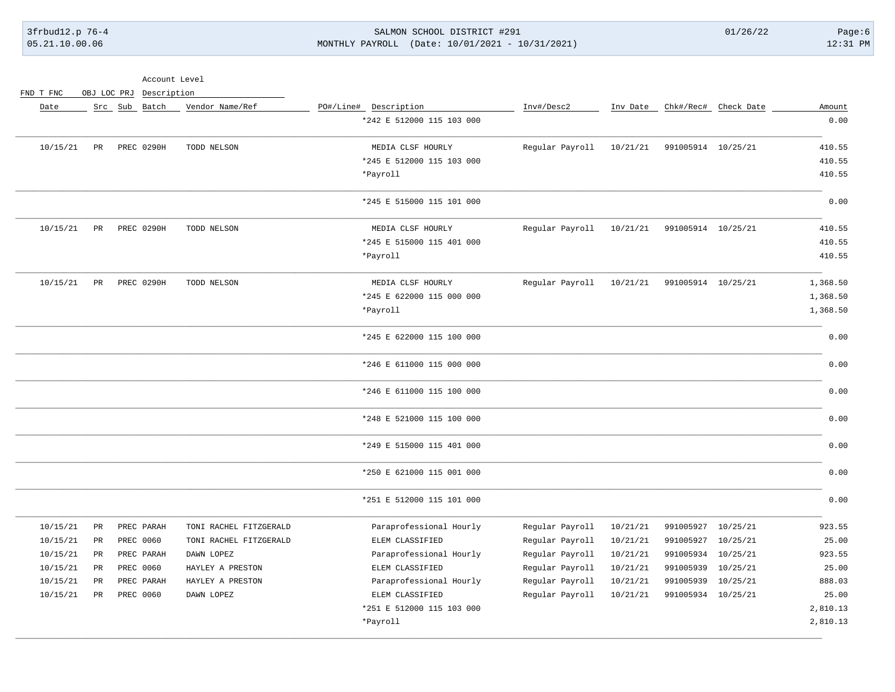| Date | Src | Sub | Batch | Vendor Name/Ref | PO#/Line# | Description | Inv#/Desc2 | Inv Date | Chk#/Rec# | Check Date | Amount |
|---|---|---|---|---|---|---|---|---|---|---|---|
| | | | | | | *242 E 512000 115 103 000 | | | | | 0.00 |
| 10/15/21 | PR | PREC | 0290H | TODD NELSON | | MEDIA CLSF HOURLY | Regular Payroll | 10/21/21 | 991005914 | 10/25/21 | 410.55 |
| | | | | | | *245 E 512000 115 103 000 | | | | | 410.55 |
| | | | | | | *Payroll | | | | | 410.55 |
| | | | | | | *245 E 515000 115 101 000 | | | | | 0.00 |
| 10/15/21 | PR | PREC | 0290H | TODD NELSON | | MEDIA CLSF HOURLY | Regular Payroll | 10/21/21 | 991005914 | 10/25/21 | 410.55 |
| | | | | | | *245 E 515000 115 401 000 | | | | | 410.55 |
| | | | | | | *Payroll | | | | | 410.55 |
| 10/15/21 | PR | PREC | 0290H | TODD NELSON | | MEDIA CLSF HOURLY | Regular Payroll | 10/21/21 | 991005914 | 10/25/21 | 1,368.50 |
| | | | | | | *245 E 622000 115 000 000 | | | | | 1,368.50 |
| | | | | | | *Payroll | | | | | 1,368.50 |
| | | | | | | *245 E 622000 115 100 000 | | | | | 0.00 |
| | | | | | | *246 E 611000 115 000 000 | | | | | 0.00 |
| | | | | | | *246 E 611000 115 100 000 | | | | | 0.00 |
| | | | | | | *248 E 521000 115 100 000 | | | | | 0.00 |
| | | | | | | *249 E 515000 115 401 000 | | | | | 0.00 |
| | | | | | | *250 E 621000 115 001 000 | | | | | 0.00 |
| | | | | | | *251 E 512000 115 101 000 | | | | | 0.00 |
| 10/15/21 | PR | PREC | PARAH | TONI RACHEL FITZGERALD | | Paraprofessional Hourly | Regular Payroll | 10/21/21 | 991005927 | 10/25/21 | 923.55 |
| 10/15/21 | PR | PREC | 0060 | TONI RACHEL FITZGERALD | | ELEM CLASSIFIED | Regular Payroll | 10/21/21 | 991005927 | 10/25/21 | 25.00 |
| 10/15/21 | PR | PREC | PARAH | DAWN LOPEZ | | Paraprofessional Hourly | Regular Payroll | 10/21/21 | 991005934 | 10/25/21 | 923.55 |
| 10/15/21 | PR | PREC | 0060 | HAYLEY A PRESTON | | ELEM CLASSIFIED | Regular Payroll | 10/21/21 | 991005939 | 10/25/21 | 25.00 |
| 10/15/21 | PR | PREC | PARAH | HAYLEY A PRESTON | | Paraprofessional Hourly | Regular Payroll | 10/21/21 | 991005939 | 10/25/21 | 888.03 |
| 10/15/21 | PR | PREC | 0060 | DAWN LOPEZ | | ELEM CLASSIFIED | Regular Payroll | 10/21/21 | 991005934 | 10/25/21 | 25.00 |
| | | | | | | *251 E 512000 115 103 000 | | | | | 2,810.13 |
| | | | | | | *Payroll | | | | | 2,810.13 |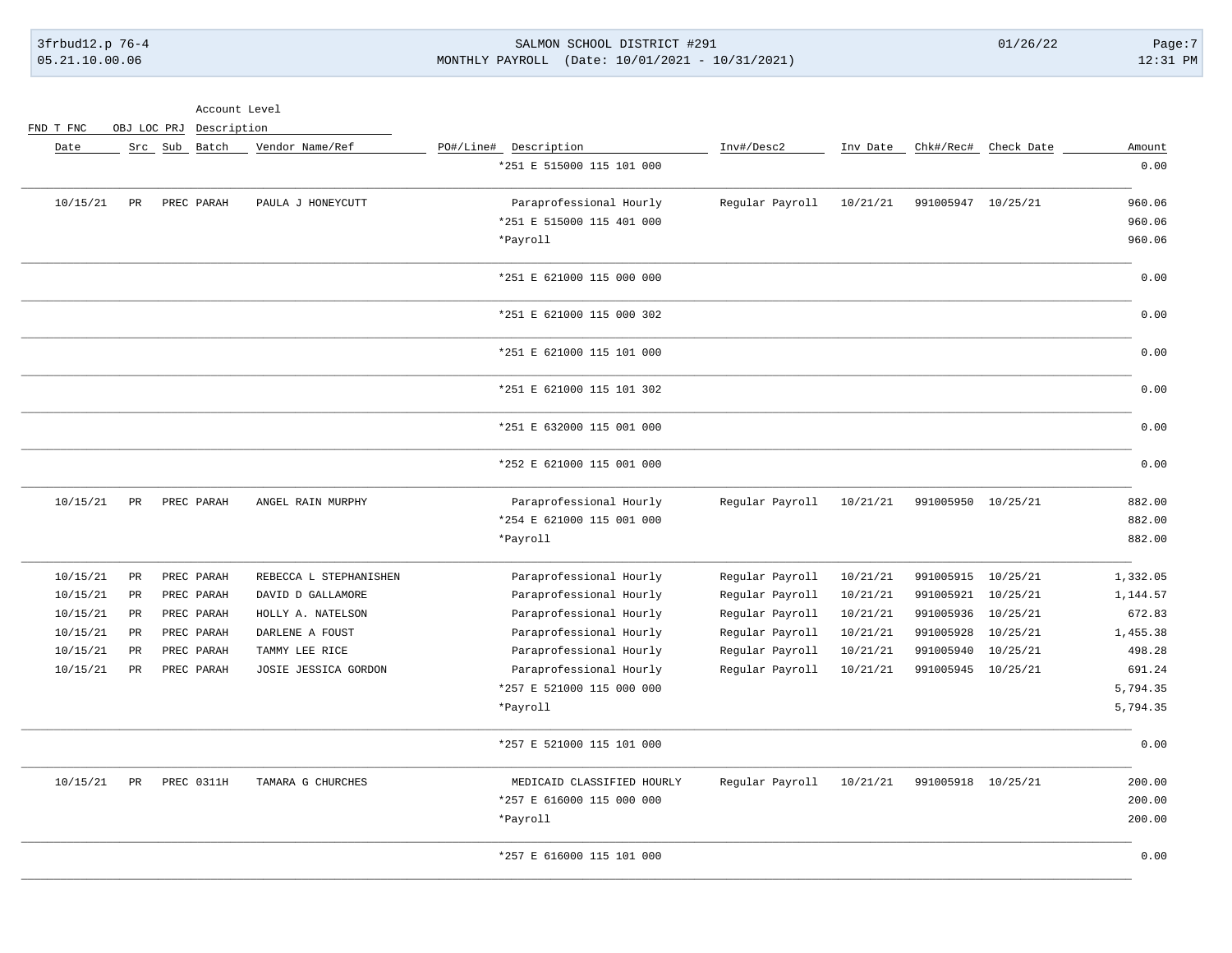| Date | Src | Sub | Batch | Vendor Name/Ref | PO#/Line# | Description | Inv#/Desc2 | Inv Date | Chk#/Rec# | Check Date | Amount |
|---|---|---|---|---|---|---|---|---|---|---|---|
| | | | | | | *251 E 515000 115 101 000 | | | | | 0.00 |
| 10/15/21 | PR | PREC | PARAH | PAULA J HONEYCUTT | | Paraprofessional Hourly | Regular Payroll | 10/21/21 | 991005947 | 10/25/21 | 960.06 |
| | | | | | | *251 E 515000 115 401 000 | | | | | 960.06 |
| | | | | | | *Payroll | | | | | 960.06 |
| | | | | | | *251 E 621000 115 000 000 | | | | | 0.00 |
| | | | | | | *251 E 621000 115 000 302 | | | | | 0.00 |
| | | | | | | *251 E 621000 115 101 000 | | | | | 0.00 |
| | | | | | | *251 E 621000 115 101 302 | | | | | 0.00 |
| | | | | | | *251 E 632000 115 001 000 | | | | | 0.00 |
| | | | | | | *252 E 621000 115 001 000 | | | | | 0.00 |
| 10/15/21 | PR | PREC | PARAH | ANGEL RAIN MURPHY | | Paraprofessional Hourly | Regular Payroll | 10/21/21 | 991005950 | 10/25/21 | 882.00 |
| | | | | | | *254 E 621000 115 001 000 | | | | | 882.00 |
| | | | | | | *Payroll | | | | | 882.00 |
| 10/15/21 | PR | PREC | PARAH | REBECCA L STEPHANISHEN | | Paraprofessional Hourly | Regular Payroll | 10/21/21 | 991005915 | 10/25/21 | 1,332.05 |
| 10/15/21 | PR | PREC | PARAH | DAVID D GALLAMORE | | Paraprofessional Hourly | Regular Payroll | 10/21/21 | 991005921 | 10/25/21 | 1,144.57 |
| 10/15/21 | PR | PREC | PARAH | HOLLY A. NATELSON | | Paraprofessional Hourly | Regular Payroll | 10/21/21 | 991005936 | 10/25/21 | 672.83 |
| 10/15/21 | PR | PREC | PARAH | DARLENE A FOUST | | Paraprofessional Hourly | Regular Payroll | 10/21/21 | 991005928 | 10/25/21 | 1,455.38 |
| 10/15/21 | PR | PREC | PARAH | TAMMY LEE RICE | | Paraprofessional Hourly | Regular Payroll | 10/21/21 | 991005940 | 10/25/21 | 498.28 |
| 10/15/21 | PR | PREC | PARAH | JOSIE JESSICA GORDON | | Paraprofessional Hourly | Regular Payroll | 10/21/21 | 991005945 | 10/25/21 | 691.24 |
| | | | | | | *257 E 521000 115 000 000 | | | | | 5,794.35 |
| | | | | | | *Payroll | | | | | 5,794.35 |
| | | | | | | *257 E 521000 115 101 000 | | | | | 0.00 |
| 10/15/21 | PR | PREC | 0311H | TAMARA G CHURCHES | | MEDICAID CLASSIFIED HOURLY | Regular Payroll | 10/21/21 | 991005918 | 10/25/21 | 200.00 |
| | | | | | | *257 E 616000 115 000 000 | | | | | 200.00 |
| | | | | | | *Payroll | | | | | 200.00 |
| | | | | | | *257 E 616000 115 101 000 | | | | | 0.00 |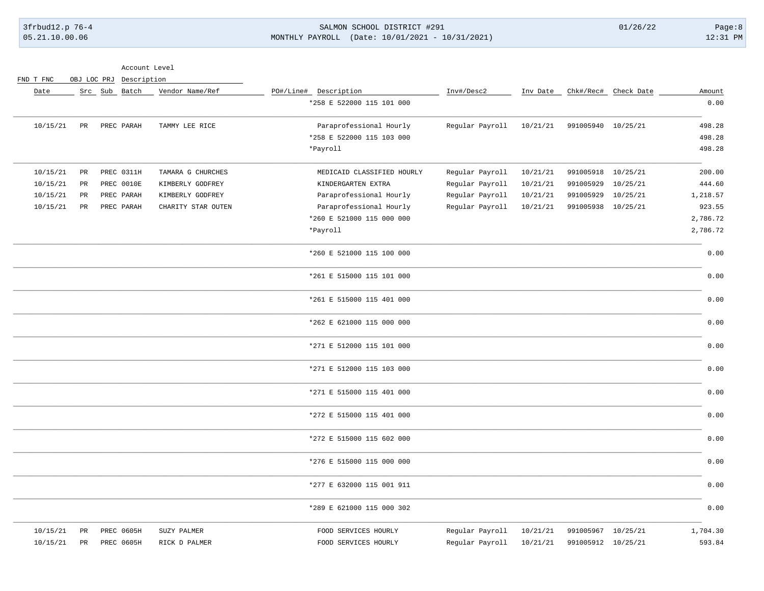| Date | Src | Sub | Batch | Vendor Name/Ref | PO#/Line# | Description | Inv#/Desc2 | Inv Date | Chk#/Rec# | Check Date | Amount |
|---|---|---|---|---|---|---|---|---|---|---|---|
| | | | | | | *258 E 522000 115 101 000 | | | | | 0.00 |
| 10/15/21 | PR | PREC | PARAH | TAMMY LEE RICE | | Paraprofessional Hourly | Regular Payroll | 10/21/21 | 991005940 | 10/25/21 | 498.28 |
| | | | | | | *258 E 522000 115 103 000 | | | | | 498.28 |
| | | | | | | *Payroll | | | | | 498.28 |
| 10/15/21 | PR | PREC | 0311H | TAMARA G CHURCHES | | MEDICAID CLASSIFIED HOURLY | Regular Payroll | 10/21/21 | 991005918 | 10/25/21 | 200.00 |
| 10/15/21 | PR | PREC | 0010E | KIMBERLY GODFREY | | KINDERGARTEN EXTRA | Regular Payroll | 10/21/21 | 991005929 | 10/25/21 | 444.60 |
| 10/15/21 | PR | PREC | PARAH | KIMBERLY GODFREY | | Paraprofessional Hourly | Regular Payroll | 10/21/21 | 991005929 | 10/25/21 | 1,218.57 |
| 10/15/21 | PR | PREC | PARAH | CHARITY STAR OUTEN | | Paraprofessional Hourly | Regular Payroll | 10/21/21 | 991005938 | 10/25/21 | 923.55 |
| | | | | | | *260 E 521000 115 000 000 | | | | | 2,786.72 |
| | | | | | | *Payroll | | | | | 2,786.72 |
| | | | | | | *260 E 521000 115 100 000 | | | | | 0.00 |
| | | | | | | *261 E 515000 115 101 000 | | | | | 0.00 |
| | | | | | | *261 E 515000 115 401 000 | | | | | 0.00 |
| | | | | | | *262 E 621000 115 000 000 | | | | | 0.00 |
| | | | | | | *271 E 512000 115 101 000 | | | | | 0.00 |
| | | | | | | *271 E 512000 115 103 000 | | | | | 0.00 |
| | | | | | | *271 E 515000 115 401 000 | | | | | 0.00 |
| | | | | | | *272 E 515000 115 401 000 | | | | | 0.00 |
| | | | | | | *272 E 515000 115 602 000 | | | | | 0.00 |
| | | | | | | *276 E 515000 115 000 000 | | | | | 0.00 |
| | | | | | | *277 E 632000 115 001 911 | | | | | 0.00 |
| | | | | | | *289 E 621000 115 000 302 | | | | | 0.00 |
| 10/15/21 | PR | PREC | 0605H | SUZY PALMER | | FOOD SERVICES HOURLY | Regular Payroll | 10/21/21 | 991005967 | 10/25/21 | 1,704.30 |
| 10/15/21 | PR | PREC | 0605H | RICK D PALMER | | FOOD SERVICES HOURLY | Regular Payroll | 10/21/21 | 991005912 | 10/25/21 | 593.84 |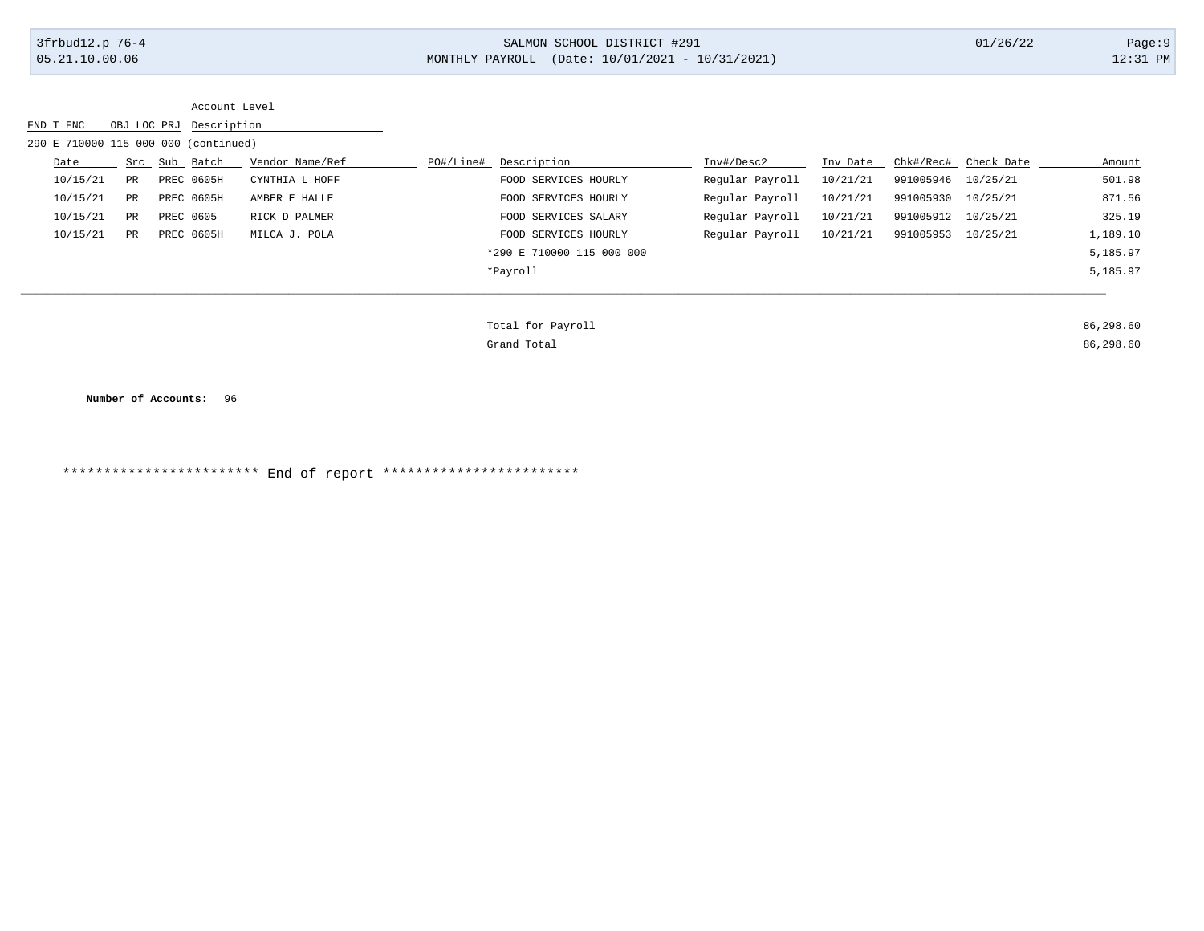| FND T FNC | OBJ LOC PRJ | Account Level Description |
| --- | --- | --- |
| 290 E 710000 | 115 000 000 | (continued) |

| Date | Src | Sub | Batch | Vendor Name/Ref | PO#/Line# | Description | Inv#/Desc2 | Inv Date | Chk#/Rec# | Check Date | Amount |
| --- | --- | --- | --- | --- | --- | --- | --- | --- | --- | --- | --- |
| 10/15/21 | PR | PREC | 0605H | CYNTHIA L HOFF | | FOOD SERVICES HOURLY | Regular Payroll | 10/21/21 | 991005946 | 10/25/21 | 501.98 |
| 10/15/21 | PR | PREC | 0605H | AMBER E HALLE | | FOOD SERVICES HOURLY | Regular Payroll | 10/21/21 | 991005930 | 10/25/21 | 871.56 |
| 10/15/21 | PR | PREC | 0605 | RICK D PALMER | | FOOD SERVICES SALARY | Regular Payroll | 10/21/21 | 991005912 | 10/25/21 | 325.19 |
| 10/15/21 | PR | PREC | 0605H | MILCA J. POLA | | FOOD SERVICES HOURLY | Regular Payroll | 10/21/21 | 991005953 | 10/25/21 | 1,189.10 |
| | | | | | | *290 E 710000 115 000 000 | | | | | 5,185.97 |
| | | | | | | *Payroll | | | | | 5,185.97 |

| | |
| --- | --- |
| Total for Payroll | 86,298.60 |
| Grand Total | 86,298.60 |

**Number of Accounts:** 96

************************ End of report ************************